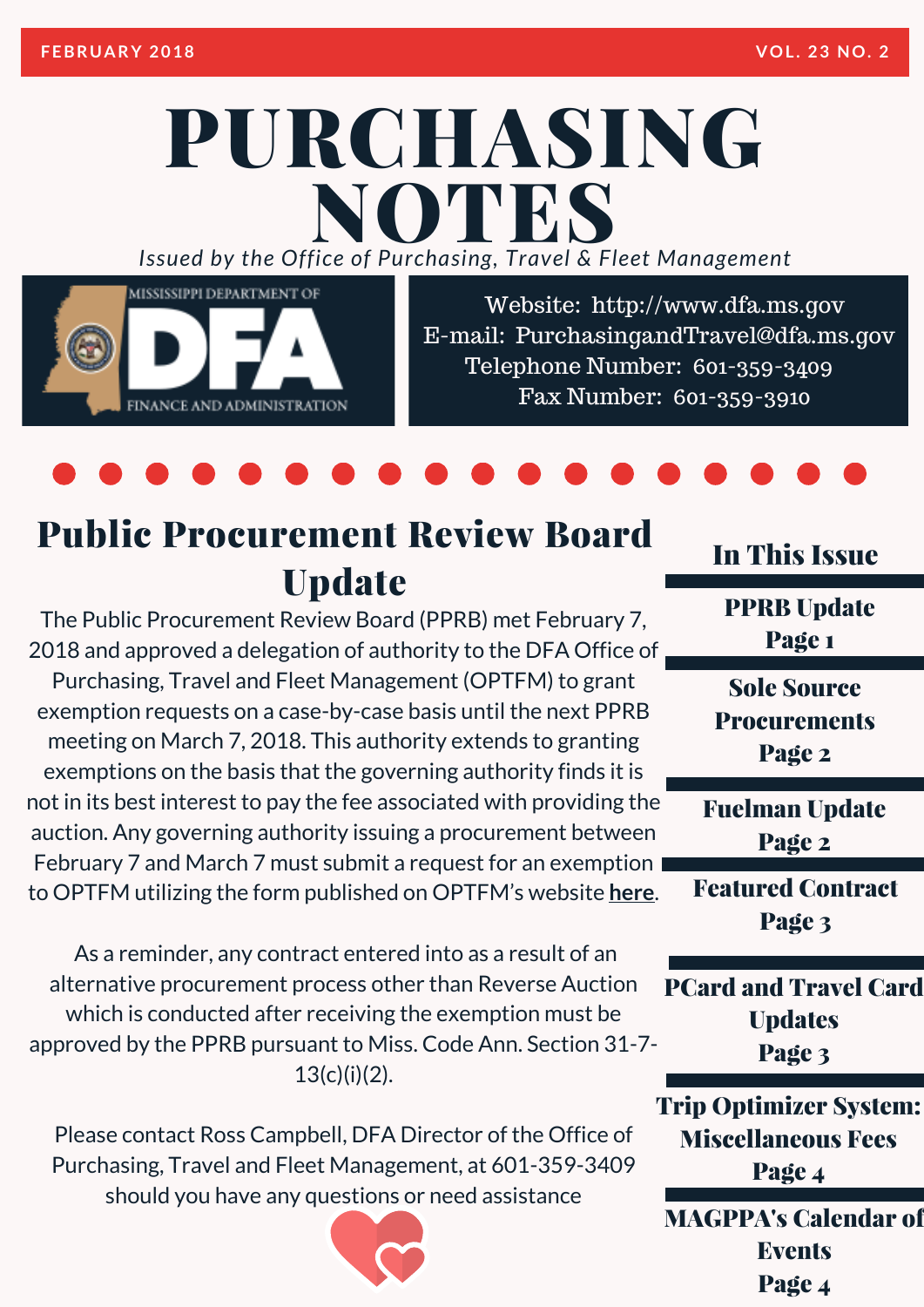FEBRUARY 2018 VOL. 23 NO. 2

# PURCHASING NOTES

*Issued by the Office of Purchasing, Travel & Fleet Management*

MISSISSIPPI DEPARTMENT OF DFA FINANCE AND ADMINISTRATION

Website: http://www.dfa.ms.gov
E-mail: PurchasingandTravel@dfa.ms.gov
Telephone Number: 601-359-3409
Fax Number: 601-359-3910

## Public Procurement Review Board Update

The Public Procurement Review Board (PPRB) met February 7, 2018 and approved a delegation of authority to the DFA Office of Purchasing, Travel and Fleet Management (OPTFM) to grant exemption requests on a case-by-case basis until the next PPRB meeting on March 7, 2018. This authority extends to granting exemptions on the basis that the governing authority finds it is not in its best interest to pay the fee associated with providing the auction. Any governing authority issuing a procurement between February 7 and March 7 must submit a request for an exemption to OPTFM utilizing the form published on OPTFM's website here.

As a reminder, any contract entered into as a result of an alternative procurement process other than Reverse Auction which is conducted after receiving the exemption must be approved by the PPRB pursuant to Miss. Code Ann. Section 31-7-13(c)(i)(2).

Please contact Ross Campbell, DFA Director of the Office of Purchasing, Travel and Fleet Management, at 601-359-3409 should you have any questions or need assistance

## In This Issue

**PPRB Update**
Page 1

**Sole Source Procurements**
Page 2

**Fuelman Update**
Page 2

**Featured Contract**
Page 3

**PCard and Travel Card Updates**
Page 3

**Trip Optimizer System: Miscellaneous Fees**
Page 4

**MAGPPA's Calendar of Events**
Page 4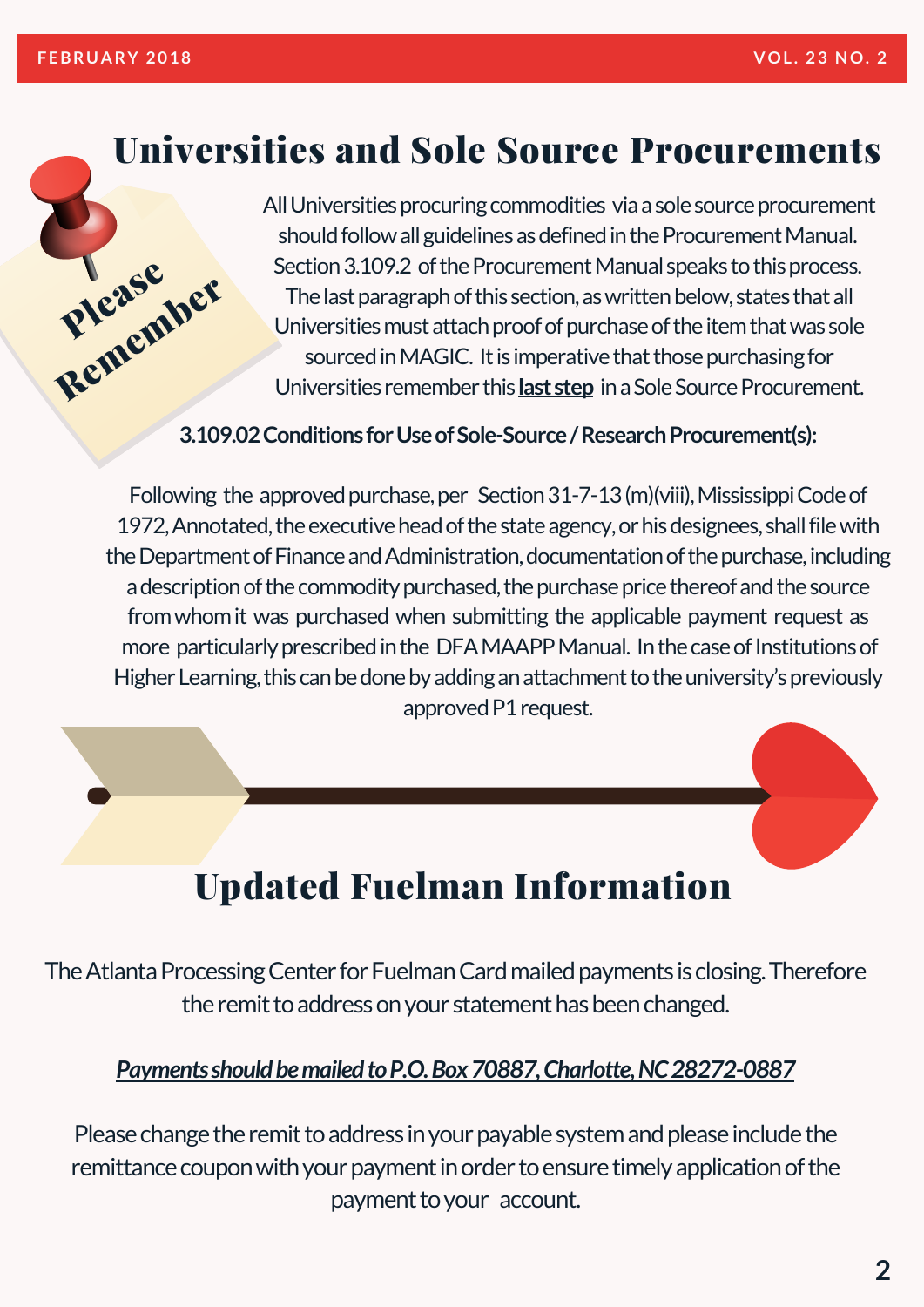# Universities and Sole Source Procurements

Please Remember

All Universities procuring commodities via a sole source procurement should follow all guidelines as defined in the Procurement Manual. Section 3.109.2 of the Procurement Manual speaks to this process. The last paragraph of this section, as written below, states that all Universities must attach proof of purchase of the item that was sole sourced in MAGIC. It is imperative that those purchasing for Universities remember this **last step** in a Sole Source Procurement.

**3.109.02 Conditions for Use of Sole-Source / Research Procurement(s):**

Following the approved purchase, per Section 31-7-13 (m)(viii), Mississippi Code of 1972, Annotated, the executive head of the state agency, or his designees, shall file with the Department of Finance and Administration, documentation of the purchase, including a description of the commodity purchased, the purchase price thereof and the source from whom it was purchased when submitting the applicable payment request as more particularly prescribed in the DFA MAAPP Manual. In the case of Institutions of Higher Learning, this can be done by adding an attachment to the university's previously approved P1 request.

# Updated Fuelman Information

The Atlanta Processing Center for Fuelman Card mailed payments is closing. Therefore the remit to address on your statement has been changed.

***Payments should be mailed to P.O. Box 70887, Charlotte, NC 28272-0887***

Please change the remit to address in your payable system and please include the remittance coupon with your payment in order to ensure timely application of the payment to your account.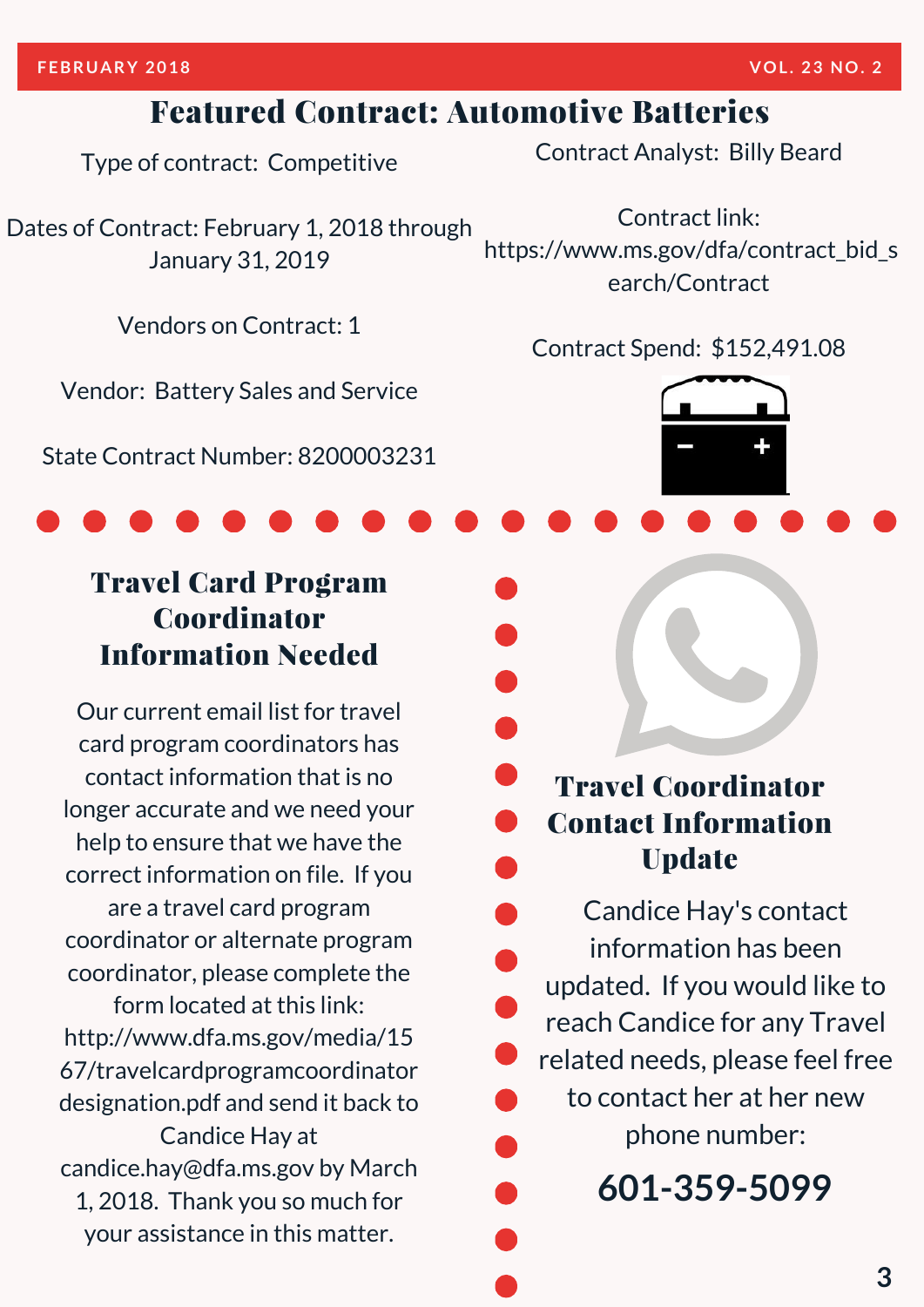## Featured Contract: Automotive Batteries

Type of contract: Competitive

Dates of Contract: February 1, 2018 through January 31, 2019

Vendors on Contract: 1

Vendor: Battery Sales and Service

State Contract Number: 8200003231

Contract Analyst: Billy Beard

Contract link: https://www.ms.gov/dfa/contract_bid_search/Contract

Contract Spend: $152,491.08

## Travel Card Program Coordinator Information Needed

Our current email list for travel card program coordinators has contact information that is no longer accurate and we need your help to ensure that we have the correct information on file. If you are a travel card program coordinator or alternate program coordinator, please complete the form located at this link: http://www.dfa.ms.gov/media/1567/travelcardprogramcoordinatordesignation.pdf and send it back to Candice Hay at candice.hay@dfa.ms.gov by March 1, 2018. Thank you so much for your assistance in this matter.

## Travel Coordinator Contact Information Update

Candice Hay's contact information has been updated. If you would like to reach Candice for any Travel related needs, please feel free to contact her at her new phone number:

**601-359-5099**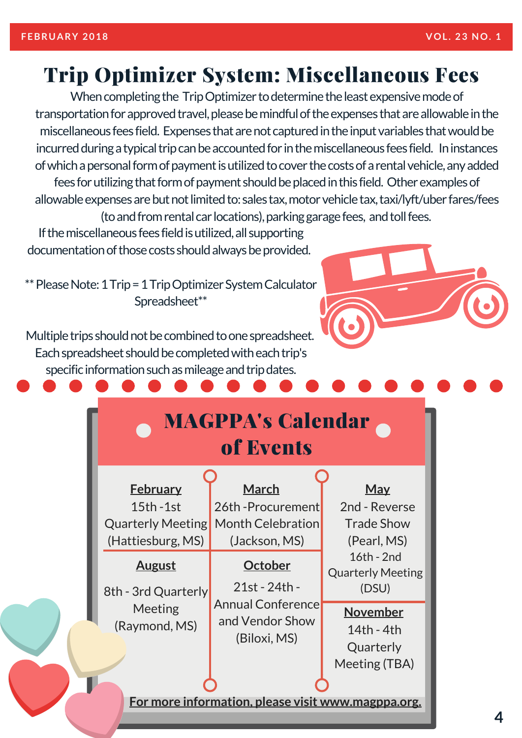# Trip Optimizer System: Miscellaneous Fees

When completing the Trip Optimizer to determine the least expensive mode of transportation for approved travel, please be mindful of the expenses that are allowable in the miscellaneous fees field. Expenses that are not captured in the input variables that would be incurred during a typical trip can be accounted for in the miscellaneous fees field. In instances of which a personal form of payment is utilized to cover the costs of a rental vehicle, any added fees for utilizing that form of payment should be placed in this field. Other examples of allowable expenses are but not limited to: sales tax, motor vehicle tax, taxi/lyft/uber fares/fees (to and from rental car locations), parking garage fees, and toll fees.

If the miscellaneous fees field is utilized, all supporting documentation of those costs should always be provided.

** Please Note: 1 Trip = 1 Trip Optimizer System Calculator Spreadsheet**

Multiple trips should not be combined to one spreadsheet. Each spreadsheet should be completed with each trip's specific information such as mileage and trip dates.

## MAGPPA's Calendar of Events

**February**
15th - 1st Quarterly Meeting (Hattiesburg, MS)

**March**
26th - Procurement Month Celebration (Jackson, MS)

**May**
2nd - Reverse Trade Show (Pearl, MS)
16th - 2nd Quarterly Meeting (DSU)

**August**
8th - 3rd Quarterly Meeting (Raymond, MS)

**October**
21st - 24th - Annual Conference and Vendor Show (Biloxi, MS)

**November**
14th - 4th Quarterly Meeting (TBA)

For more information, please visit www.magppa.org.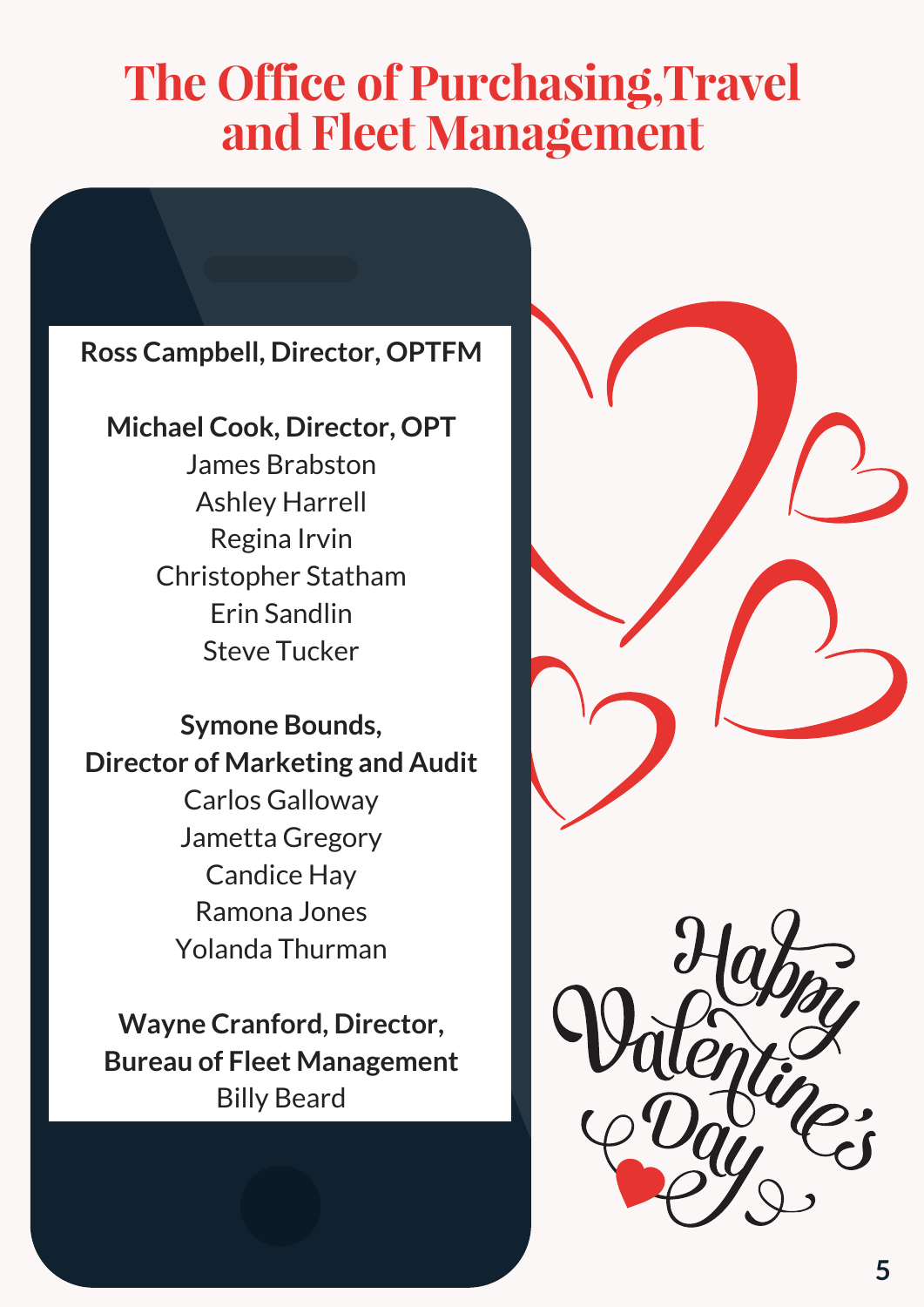# The Office of Purchasing,Travel and Fleet Management

**Ross Campbell, Director, OPTFM**

**Michael Cook, Director, OPT**
James Brabston
Ashley Harrell
Regina Irvin
Christopher Statham
Erin Sandlin
Steve Tucker

**Symone Bounds,
Director of Marketing and Audit**
Carlos Galloway
Jametta Gregory
Candice Hay
Ramona Jones
Yolanda Thurman

**Wayne Cranford, Director,
Bureau of Fleet Management**
Billy Beard

Happy Valentine's Day